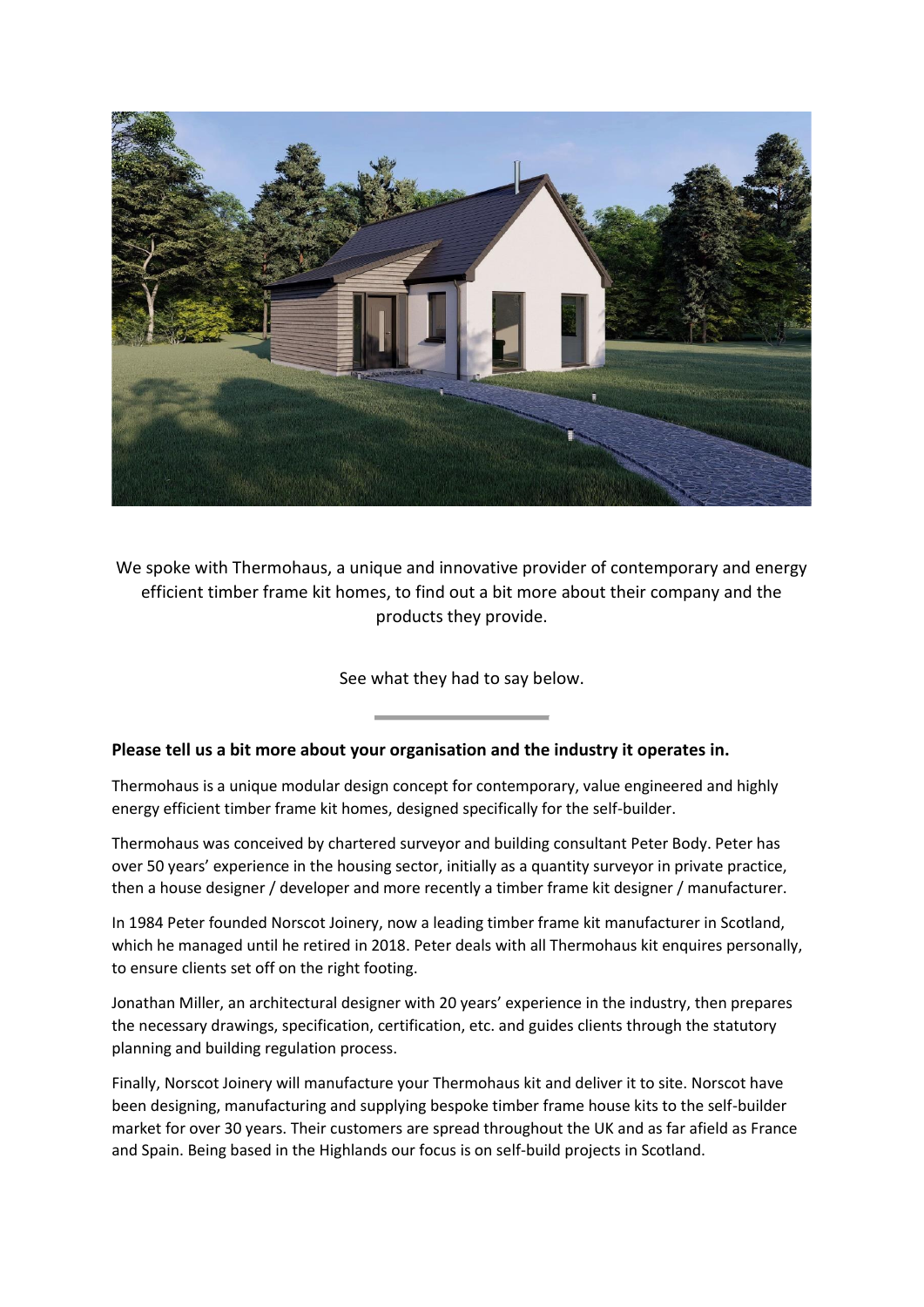We spoke with Thermohaus, a unique and innovative provider of contemporary and energy efficient timber frame kit homes, to find out a bit more about their company and the products they provide.

See what they had to say below.

---

**Please tell us a bit more about your organisation and the industry it operates in.**

Thermohaus is a unique modular design concept for contemporary, value engineered and highly energy efficient timber frame kit homes, designed specifically for the self-builder.

Thermohaus was conceived by chartered surveyor and building consultant Peter Body. Peter has over 50 years' experience in the housing sector, initially as a quantity surveyor in private practice, then a house designer / developer and more recently a timber frame kit designer / manufacturer.

In 1984 Peter founded Norscot Joinery, now a leading timber frame kit manufacturer in Scotland, which he managed until he retired in 2018. Peter deals with all Thermohaus kit enquires personally, to ensure clients set off on the right footing.

Jonathan Miller, an architectural designer with 20 years' experience in the industry, then prepares the necessary drawings, specification, certification, etc. and guides clients through the statutory planning and building regulation process.

Finally, Norscot Joinery will manufacture your Thermohaus kit and deliver it to site. Norscot have been designing, manufacturing and supplying bespoke timber frame house kits to the self-builder market for over 30 years. Their customers are spread throughout the UK and as far afield as France and Spain. Being based in the Highlands our focus is on self-build projects in Scotland.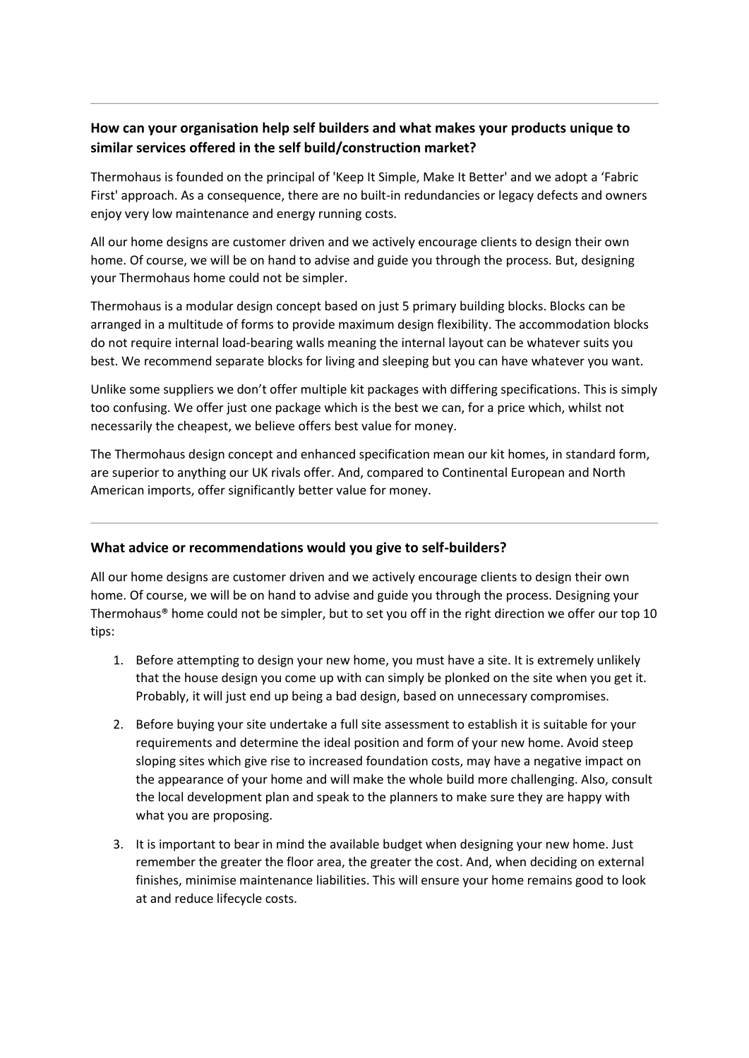---

### How can your organisation help self builders and what makes your products unique to similar services offered in the self build/construction market?

Thermohaus is founded on the principal of 'Keep It Simple, Make It Better' and we adopt a 'Fabric First' approach. As a consequence, there are no built-in redundancies or legacy defects and owners enjoy very low maintenance and energy running costs.

All our home designs are customer driven and we actively encourage clients to design their own home. Of course, we will be on hand to advise and guide you through the process. But, designing your Thermohaus home could not be simpler.

Thermohaus is a modular design concept based on just 5 primary building blocks. Blocks can be arranged in a multitude of forms to provide maximum design flexibility. The accommodation blocks do not require internal load-bearing walls meaning the internal layout can be whatever suits you best. We recommend separate blocks for living and sleeping but you can have whatever you want.

Unlike some suppliers we don't offer multiple kit packages with differing specifications. This is simply too confusing. We offer just one package which is the best we can, for a price which, whilst not necessarily the cheapest, we believe offers best value for money.

The Thermohaus design concept and enhanced specification mean our kit homes, in standard form, are superior to anything our UK rivals offer. And, compared to Continental European and North American imports, offer significantly better value for money.

---

### What advice or recommendations would you give to self-builders?

All our home designs are customer driven and we actively encourage clients to design their own home. Of course, we will be on hand to advise and guide you through the process. Designing your Thermohaus® home could not be simpler, but to set you off in the right direction we offer our top 10 tips:

1. Before attempting to design your new home, you must have a site. It is extremely unlikely that the house design you come up with can simply be plonked on the site when you get it. Probably, it will just end up being a bad design, based on unnecessary compromises.
2. Before buying your site undertake a full site assessment to establish it is suitable for your requirements and determine the ideal position and form of your new home. Avoid steep sloping sites which give rise to increased foundation costs, may have a negative impact on the appearance of your home and will make the whole build more challenging. Also, consult the local development plan and speak to the planners to make sure they are happy with what you are proposing.
3. It is important to bear in mind the available budget when designing your new home. Just remember the greater the floor area, the greater the cost. And, when deciding on external finishes, minimise maintenance liabilities. This will ensure your home remains good to look at and reduce lifecycle costs.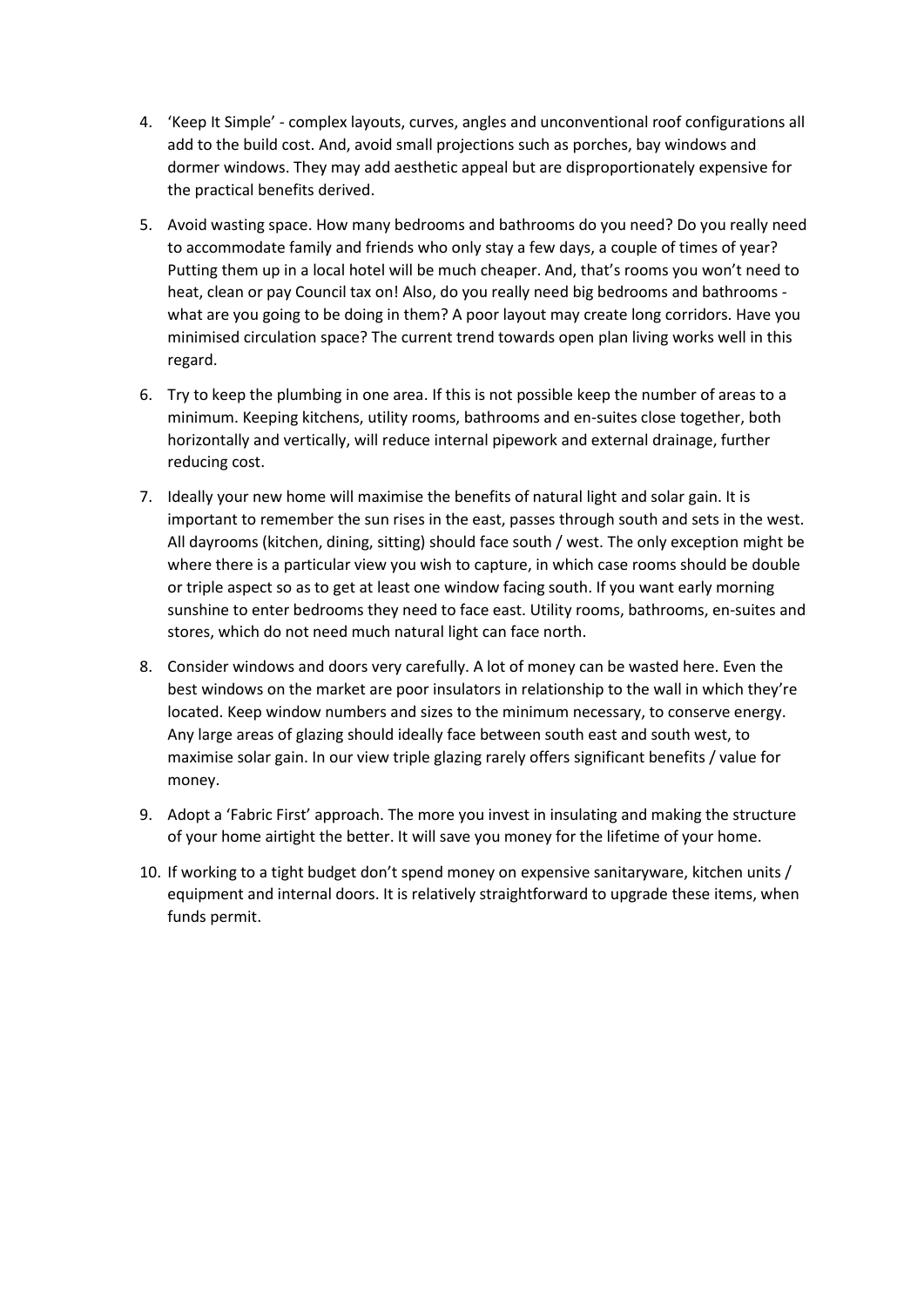4. 'Keep It Simple' - complex layouts, curves, angles and unconventional roof configurations all add to the build cost. And, avoid small projections such as porches, bay windows and dormer windows. They may add aesthetic appeal but are disproportionately expensive for the practical benefits derived.

5. Avoid wasting space. How many bedrooms and bathrooms do you need? Do you really need to accommodate family and friends who only stay a few days, a couple of times of year? Putting them up in a local hotel will be much cheaper. And, that's rooms you won't need to heat, clean or pay Council tax on! Also, do you really need big bedrooms and bathrooms - what are you going to be doing in them? A poor layout may create long corridors. Have you minimised circulation space? The current trend towards open plan living works well in this regard.

6. Try to keep the plumbing in one area. If this is not possible keep the number of areas to a minimum. Keeping kitchens, utility rooms, bathrooms and en-suites close together, both horizontally and vertically, will reduce internal pipework and external drainage, further reducing cost.

7. Ideally your new home will maximise the benefits of natural light and solar gain. It is important to remember the sun rises in the east, passes through south and sets in the west. All dayrooms (kitchen, dining, sitting) should face south / west. The only exception might be where there is a particular view you wish to capture, in which case rooms should be double or triple aspect so as to get at least one window facing south. If you want early morning sunshine to enter bedrooms they need to face east. Utility rooms, bathrooms, en-suites and stores, which do not need much natural light can face north.

8. Consider windows and doors very carefully. A lot of money can be wasted here. Even the best windows on the market are poor insulators in relationship to the wall in which they're located. Keep window numbers and sizes to the minimum necessary, to conserve energy. Any large areas of glazing should ideally face between south east and south west, to maximise solar gain. In our view triple glazing rarely offers significant benefits / value for money.

9. Adopt a 'Fabric First' approach. The more you invest in insulating and making the structure of your home airtight the better. It will save you money for the lifetime of your home.

10. If working to a tight budget don't spend money on expensive sanitaryware, kitchen units / equipment and internal doors. It is relatively straightforward to upgrade these items, when funds permit.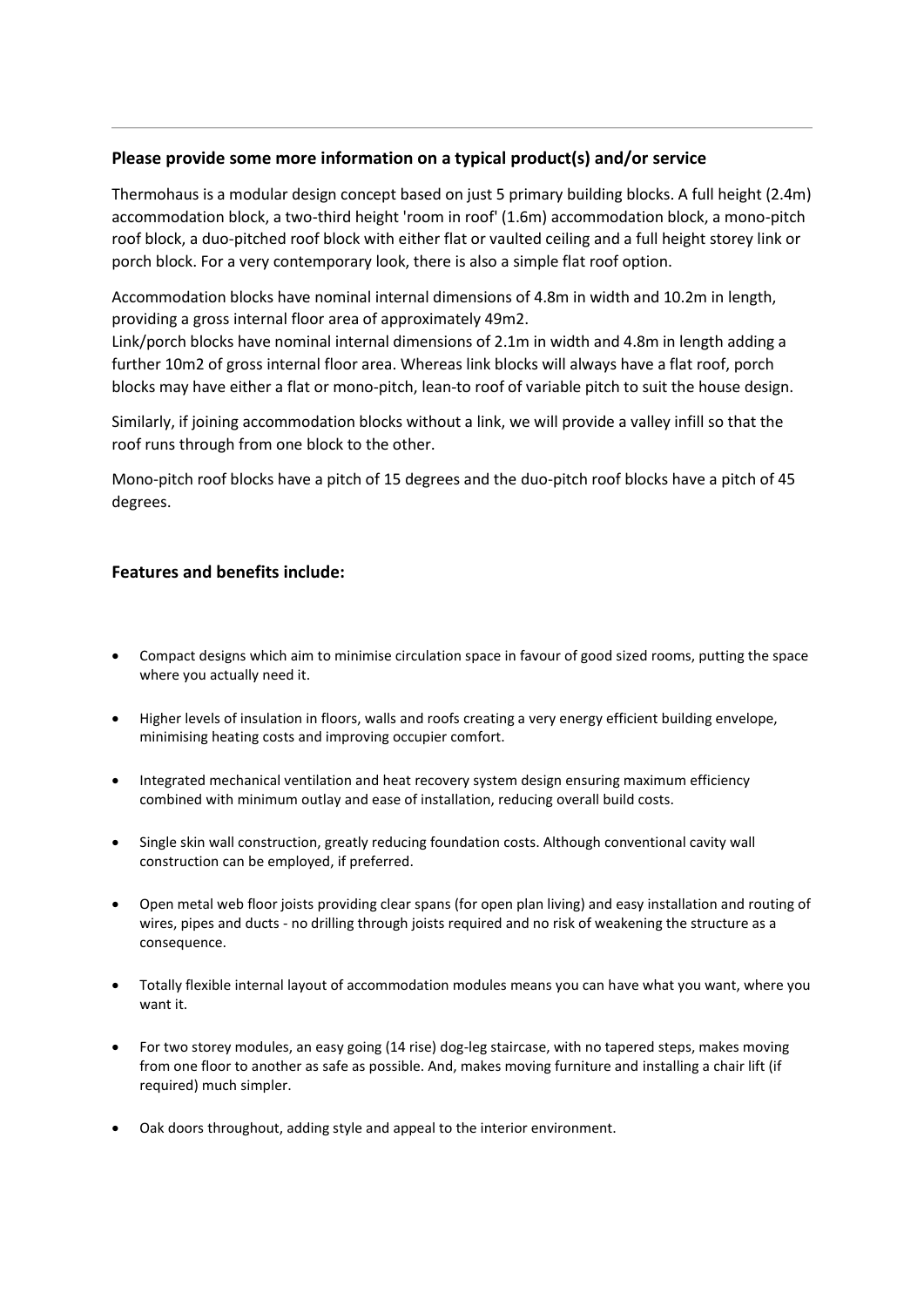## Please provide some more information on a typical product(s) and/or service

Thermohaus is a modular design concept based on just 5 primary building blocks. A full height (2.4m) accommodation block, a two-third height 'room in roof' (1.6m) accommodation block, a mono-pitch roof block, a duo-pitched roof block with either flat or vaulted ceiling and a full height storey link or porch block. For a very contemporary look, there is also a simple flat roof option.

Accommodation blocks have nominal internal dimensions of 4.8m in width and 10.2m in length, providing a gross internal floor area of approximately 49m2.
Link/porch blocks have nominal internal dimensions of 2.1m in width and 4.8m in length adding a further 10m2 of gross internal floor area. Whereas link blocks will always have a flat roof, porch blocks may have either a flat or mono-pitch, lean-to roof of variable pitch to suit the house design.

Similarly, if joining accommodation blocks without a link, we will provide a valley infill so that the roof runs through from one block to the other.

Mono-pitch roof blocks have a pitch of 15 degrees and the duo-pitch roof blocks have a pitch of 45 degrees.

## Features and benefits include:

- Compact designs which aim to minimise circulation space in favour of good sized rooms, putting the space where you actually need it.
- Higher levels of insulation in floors, walls and roofs creating a very energy efficient building envelope, minimising heating costs and improving occupier comfort.
- Integrated mechanical ventilation and heat recovery system design ensuring maximum efficiency combined with minimum outlay and ease of installation, reducing overall build costs.
- Single skin wall construction, greatly reducing foundation costs. Although conventional cavity wall construction can be employed, if preferred.
- Open metal web floor joists providing clear spans (for open plan living) and easy installation and routing of wires, pipes and ducts - no drilling through joists required and no risk of weakening the structure as a consequence.
- Totally flexible internal layout of accommodation modules means you can have what you want, where you want it.
- For two storey modules, an easy going (14 rise) dog-leg staircase, with no tapered steps, makes moving from one floor to another as safe as possible. And, makes moving furniture and installing a chair lift (if required) much simpler.
- Oak doors throughout, adding style and appeal to the interior environment.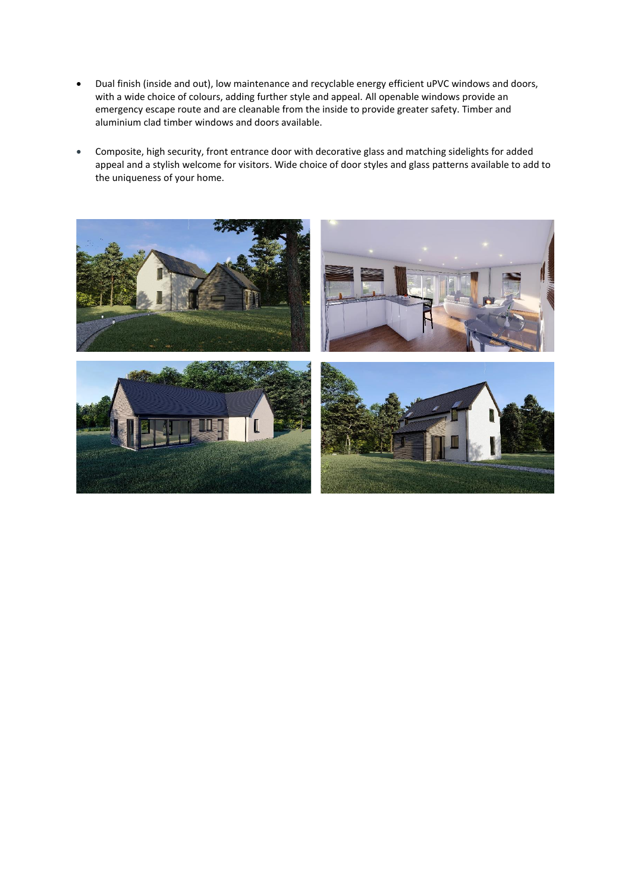- Dual finish (inside and out), low maintenance and recyclable energy efficient uPVC windows and doors, with a wide choice of colours, adding further style and appeal. All openable windows provide an emergency escape route and are cleanable from the inside to provide greater safety. Timber and aluminium clad timber windows and doors available.

- Composite, high security, front entrance door with decorative glass and matching sidelights for added appeal and a stylish welcome for visitors. Wide choice of door styles and glass patterns available to add to the uniqueness of your home.